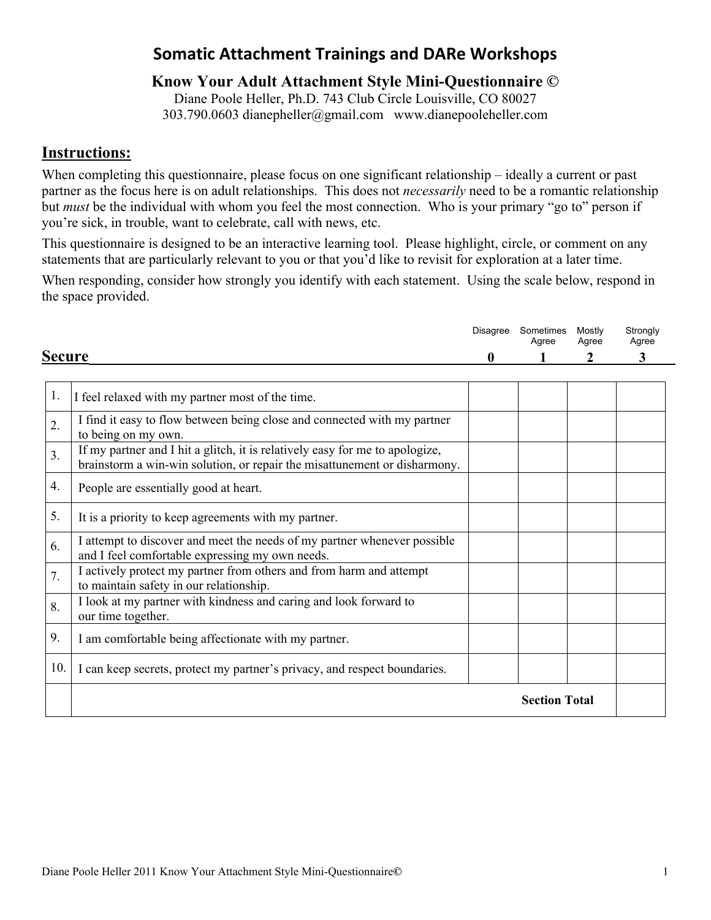# Somatic Attachment Trainings and DARe Workshops

## Know Your Adult Attachment Style Mini-Questionnaire ©

Diane Poole Heller, Ph.D. 743 Club Circle Louisville, CO 80027
303.790.0603 dianepheller@gmail.com www.dianepooleheller.com

## Instructions:

When completing this questionnaire, please focus on one significant relationship – ideally a current or past partner as the focus here is on adult relationships. This does not *necessarily* need to be a romantic relationship but *must* be the individual with whom you feel the most connection. Who is your primary "go to" person if you're sick, in trouble, want to celebrate, call with news, etc.

This questionnaire is designed to be an interactive learning tool. Please highlight, circle, or comment on any statements that are particularly relevant to you or that you'd like to revisit for exploration at a later time.

When responding, consider how strongly you identify with each statement. Using the scale below, respond in the space provided.

## Secure

| | | Disagree 0 | Sometimes Agree 1 | Mostly Agree 2 | Strongly Agree 3 |
|---|---|---|---|---|---|
| 1. | I feel relaxed with my partner most of the time. | | | | |
| 2. | I find it easy to flow between being close and connected with my partner to being on my own. | | | | |
| 3. | If my partner and I hit a glitch, it is relatively easy for me to apologize, brainstorm a win-win solution, or repair the misattunement or disharmony. | | | | |
| 4. | People are essentially good at heart. | | | | |
| 5. | It is a priority to keep agreements with my partner. | | | | |
| 6. | I attempt to discover and meet the needs of my partner whenever possible and I feel comfortable expressing my own needs. | | | | |
| 7. | I actively protect my partner from others and from harm and attempt to maintain safety in our relationship. | | | | |
| 8. | I look at my partner with kindness and caring and look forward to our time together. | | | | |
| 9. | I am comfortable being affectionate with my partner. | | | | |
| 10. | I can keep secrets, protect my partner's privacy, and respect boundaries. | | | | |
| | **Section Total** | | | | |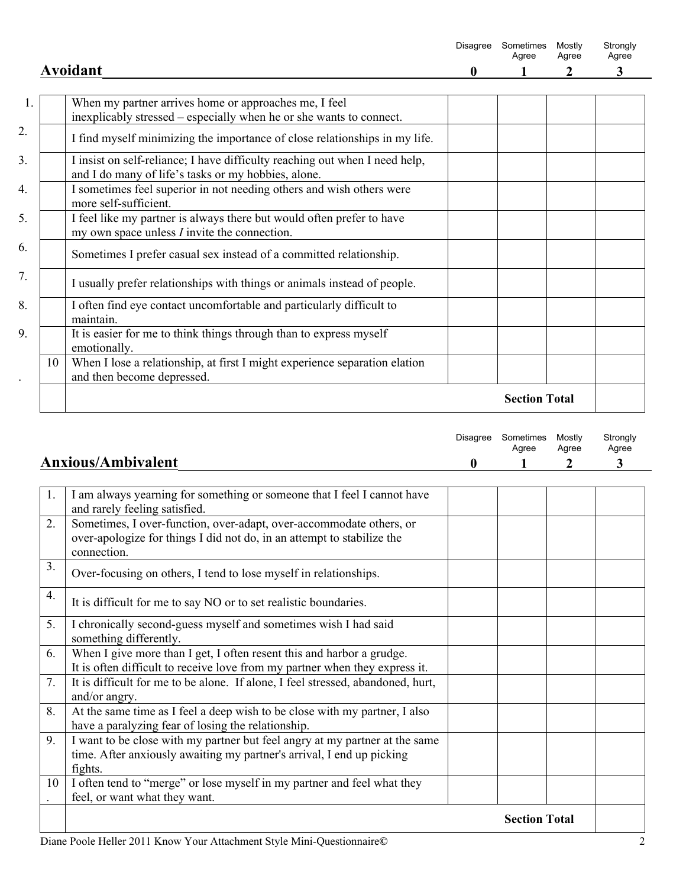## Avoidant

| # | Statement | Disagree 0 | Sometimes Agree 1 | Mostly Agree 2 | Strongly Agree 3 |
|---|---|---|---|---|---|
| 1. | When my partner arrives home or approaches me, I feel inexplicably stressed – especially when he or she wants to connect. | | | | |
| 2. | I find myself minimizing the importance of close relationships in my life. | | | | |
| 3. | I insist on self-reliance; I have difficulty reaching out when I need help, and I do many of life's tasks or my hobbies, alone. | | | | |
| 4. | I sometimes feel superior in not needing others and wish others were more self-sufficient. | | | | |
| 5. | I feel like my partner is always there but would often prefer to have my own space unless *I* invite the connection. | | | | |
| 6. | Sometimes I prefer casual sex instead of a committed relationship. | | | | |
| 7. | I usually prefer relationships with things or animals instead of people. | | | | |
| 8. | I often find eye contact uncomfortable and particularly difficult to maintain. | | | | |
| 9. | It is easier for me to think things through than to express myself emotionally. | | | | |
| 10. | When I lose a relationship, at first I might experience separation elation and then become depressed. | | | | |
| | | | | **Section Total** | |

## Anxious/Ambivalent

| # | Statement | Disagree 0 | Sometimes Agree 1 | Mostly Agree 2 | Strongly Agree 3 |
|---|---|---|---|---|---|
| 1. | I am always yearning for something or someone that I feel I cannot have and rarely feeling satisfied. | | | | |
| 2. | Sometimes, I over-function, over-adapt, over-accommodate others, or over-apologize for things I did not do, in an attempt to stabilize the connection. | | | | |
| 3. | Over-focusing on others, I tend to lose myself in relationships. | | | | |
| 4. | It is difficult for me to say NO or to set realistic boundaries. | | | | |
| 5. | I chronically second-guess myself and sometimes wish I had said something differently. | | | | |
| 6. | When I give more than I get, I often resent this and harbor a grudge. It is often difficult to receive love from my partner when they express it. | | | | |
| 7. | It is difficult for me to be alone. If alone, I feel stressed, abandoned, hurt, and/or angry. | | | | |
| 8. | At the same time as I feel a deep wish to be close with my partner, I also have a paralyzing fear of losing the relationship. | | | | |
| 9. | I want to be close with my partner but feel angry at my partner at the same time. After anxiously awaiting my partner's arrival, I end up picking fights. | | | | |
| 10. | I often tend to "merge" or lose myself in my partner and feel what they feel, or want what they want. | | | | |
| | | | | **Section Total** | |

Diane Poole Heller 2011 Know Your Attachment Style Mini-Questionnaire©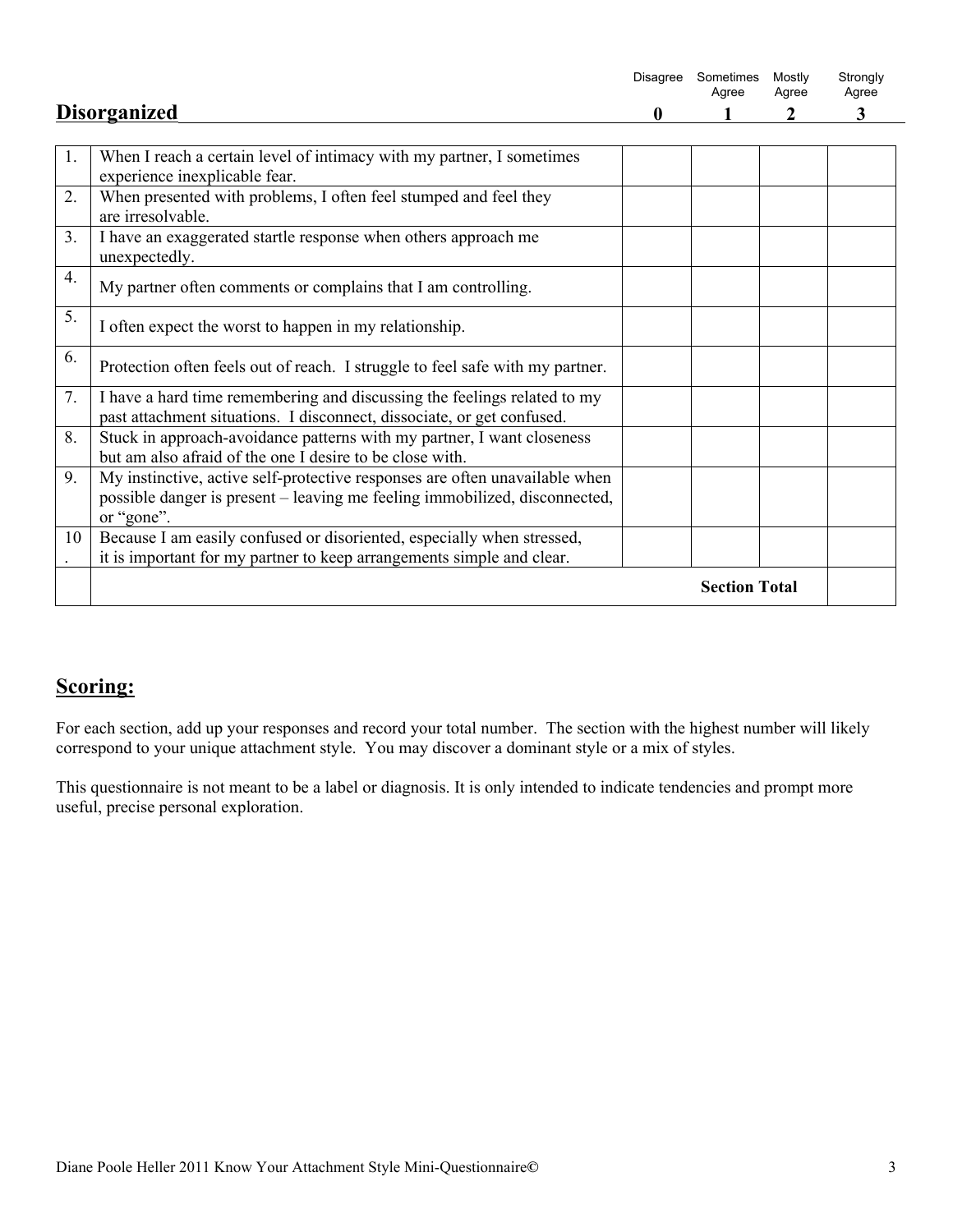## Disorganized

| | | Disagree 0 | Sometimes Agree 1 | Mostly Agree 2 | Strongly Agree 3 |
|---|---|---|---|---|---|
| 1. | When I reach a certain level of intimacy with my partner, I sometimes experience inexplicable fear. | | | | |
| 2. | When presented with problems, I often feel stumped and feel they are irresolvable. | | | | |
| 3. | I have an exaggerated startle response when others approach me unexpectedly. | | | | |
| 4. | My partner often comments or complains that I am controlling. | | | | |
| 5. | I often expect the worst to happen in my relationship. | | | | |
| 6. | Protection often feels out of reach. I struggle to feel safe with my partner. | | | | |
| 7. | I have a hard time remembering and discussing the feelings related to my past attachment situations. I disconnect, dissociate, or get confused. | | | | |
| 8. | Stuck in approach-avoidance patterns with my partner, I want closeness but am also afraid of the one I desire to be close with. | | | | |
| 9. | My instinctive, active self-protective responses are often unavailable when possible danger is present – leaving me feeling immobilized, disconnected, or "gone". | | | | |
| 10. | Because I am easily confused or disoriented, especially when stressed, it is important for my partner to keep arrangements simple and clear. | | | | |
| | | | | **Section Total** | |

## Scoring:

For each section, add up your responses and record your total number. The section with the highest number will likely correspond to your unique attachment style. You may discover a dominant style or a mix of styles.

This questionnaire is not meant to be a label or diagnosis. It is only intended to indicate tendencies and prompt more useful, precise personal exploration.